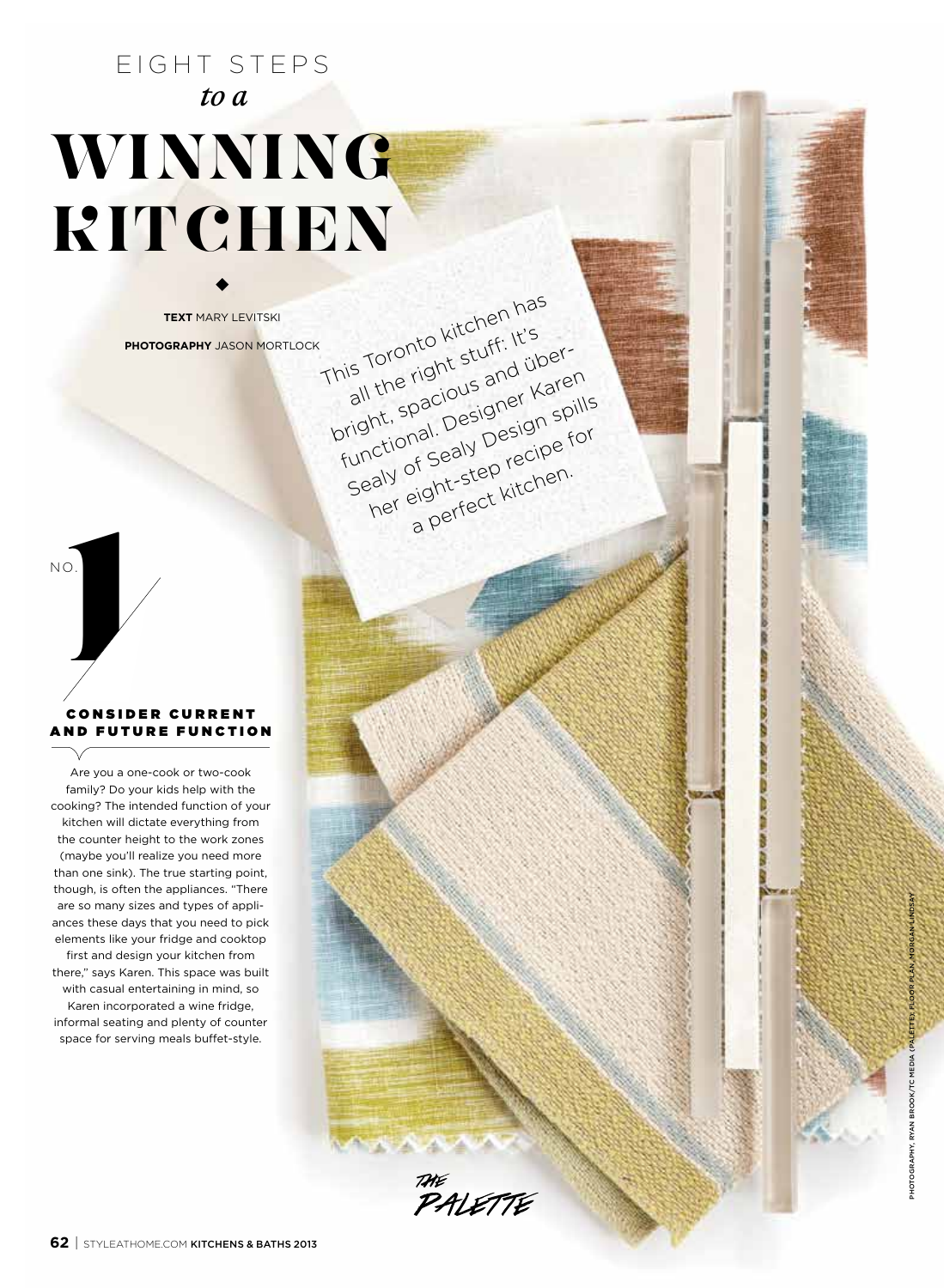# EIGHT STEPS *to a* WINNING KITCHEN

**TEXT** MARY LEVITSKI

**PHOTOGRAPHY** JASON MORTLOCK

This Toronto kitchen has all the right stuff: It's bright, spacious and über-functional. Designer Karen Sealy of Sealy Design spills her eight-step recipe for a perfect kitchen.

## NO. 1

### CONSIDER CURRENT AND FUTURE FUNCTION

Are you a one-cook or two-cook family? Do your kids help with the cooking? The intended function of your kitchen will dictate everything from the counter height to the work zones (maybe you'll realize you need more than one sink). The true starting point, though, is often the appliances. "There are so many sizes and types of appliances these days that you need to pick elements like your fridge and cooktop first and design your kitchen from there," says Karen. This space was built with casual entertaining in mind, so Karen incorporated a wine fridge, informal seating and plenty of counter space for serving meals buffet-style.

THE PALETTE

PHOTOGRAPHY, RYAN BROOK/TC MEDIA (PALETTE); FLOOR PLAN, MORGAN LINDSAY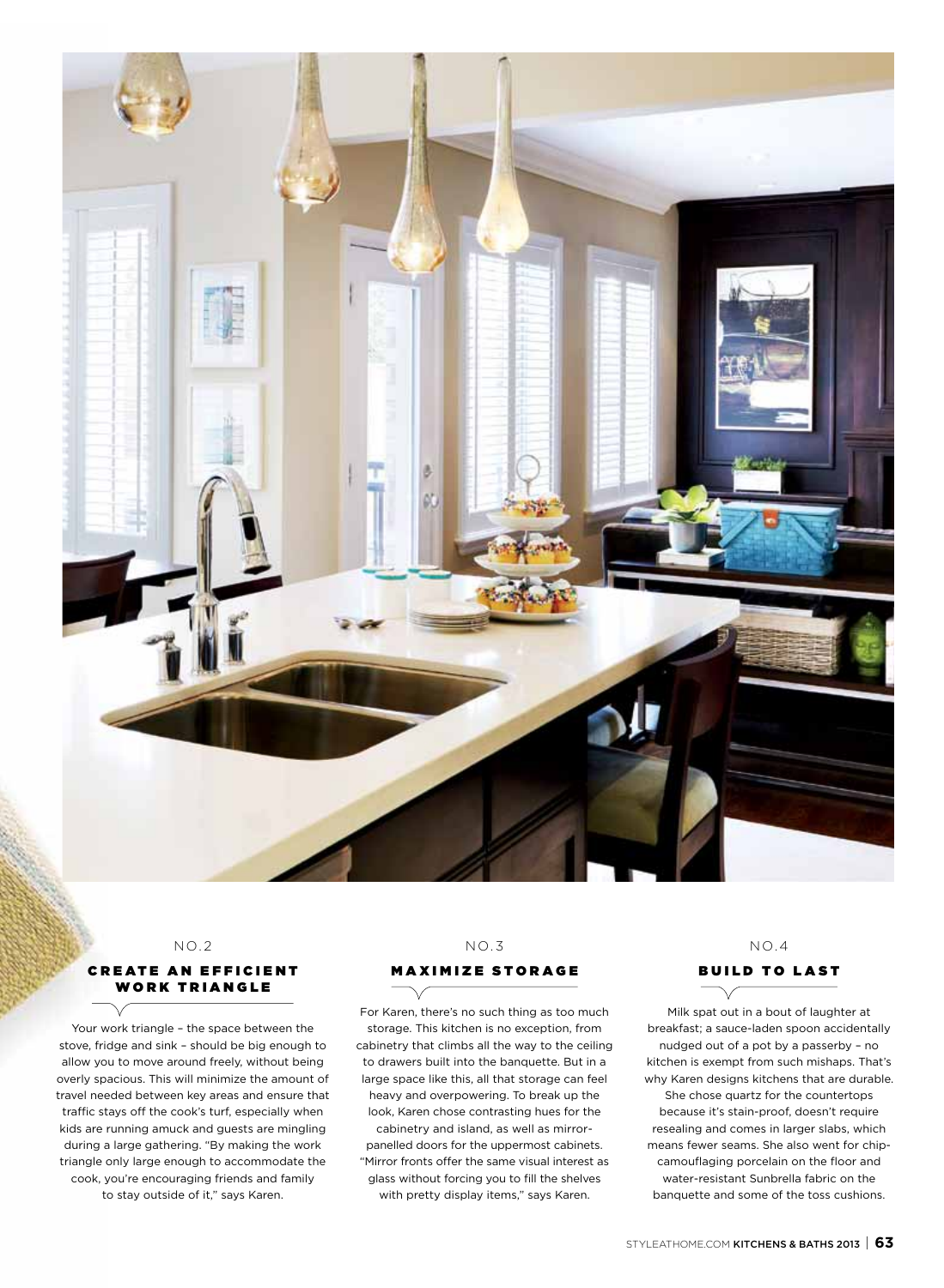NO.2

## CREATE AN EFFICIENT WORK TRIANGLE

Your work triangle – the space between the stove, fridge and sink – should be big enough to allow you to move around freely, without being overly spacious. This will minimize the amount of travel needed between key areas and ensure that traffic stays off the cook's turf, especially when kids are running amuck and guests are mingling during a large gathering. "By making the work triangle only large enough to accommodate the cook, you're encouraging friends and family to stay outside of it," says Karen.

NO.3

## MAXIMIZE STORAGE

For Karen, there's no such thing as too much storage. This kitchen is no exception, from cabinetry that climbs all the way to the ceiling to drawers built into the banquette. But in a large space like this, all that storage can feel heavy and overpowering. To break up the look, Karen chose contrasting hues for the cabinetry and island, as well as mirror-panelled doors for the uppermost cabinets. "Mirror fronts offer the same visual interest as glass without forcing you to fill the shelves with pretty display items," says Karen.

NO.4

## BUILD TO LAST

Milk spat out in a bout of laughter at breakfast; a sauce-laden spoon accidentally nudged out of a pot by a passerby – no kitchen is exempt from such mishaps. That's why Karen designs kitchens that are durable. She chose quartz for the countertops because it's stain-proof, doesn't require resealing and comes in larger slabs, which means fewer seams. She also went for chip-camouflaging porcelain on the floor and water-resistant Sunbrella fabric on the banquette and some of the toss cushions.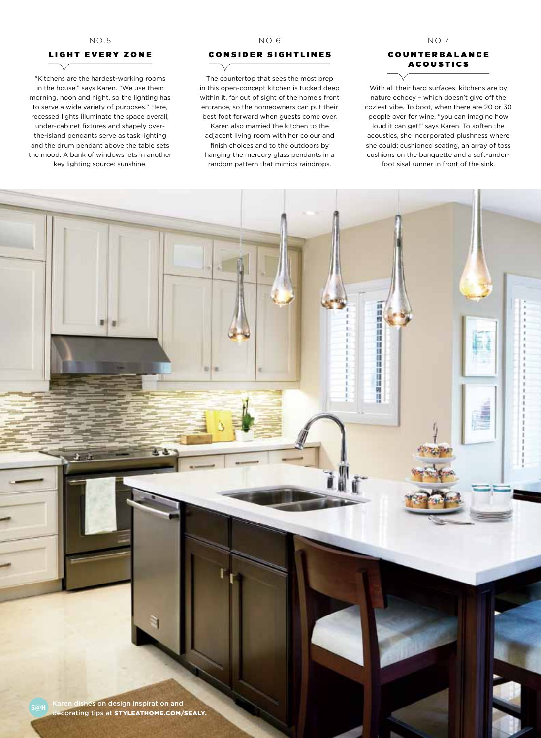NO.5

## LIGHT EVERY ZONE

"Kitchens are the hardest-working rooms in the house," says Karen. "We use them morning, noon and night, so the lighting has to serve a wide variety of purposes." Here, recessed lights illuminate the space overall, under-cabinet fixtures and shapely over-the-island pendants serve as task lighting and the drum pendant above the table sets the mood. A bank of windows lets in another key lighting source: sunshine.

NO.6

## CONSIDER SIGHTLINES

The countertop that sees the most prep in this open-concept kitchen is tucked deep within it, far out of sight of the home's front entrance, so the homeowners can put their best foot forward when guests come over. Karen also married the kitchen to the adjacent living room with her colour and finish choices and to the outdoors by hanging the mercury glass pendants in a random pattern that mimics raindrops.

NO.7

## COUNTERBALANCE ACOUSTICS

With all their hard surfaces, kitchens are by nature echoey – which doesn't give off the coziest vibe. To boot, when there are 20 or 30 people over for wine, "you can imagine how loud it can get!" says Karen. To soften the acoustics, she incorporated plushness where she could: cushioned seating, an array of toss cushions on the banquette and a soft-under-foot sisal runner in front of the sink.

S@H Karen dishes on design inspiration and decorating tips at **STYLEATHOME.COM/SEALY.**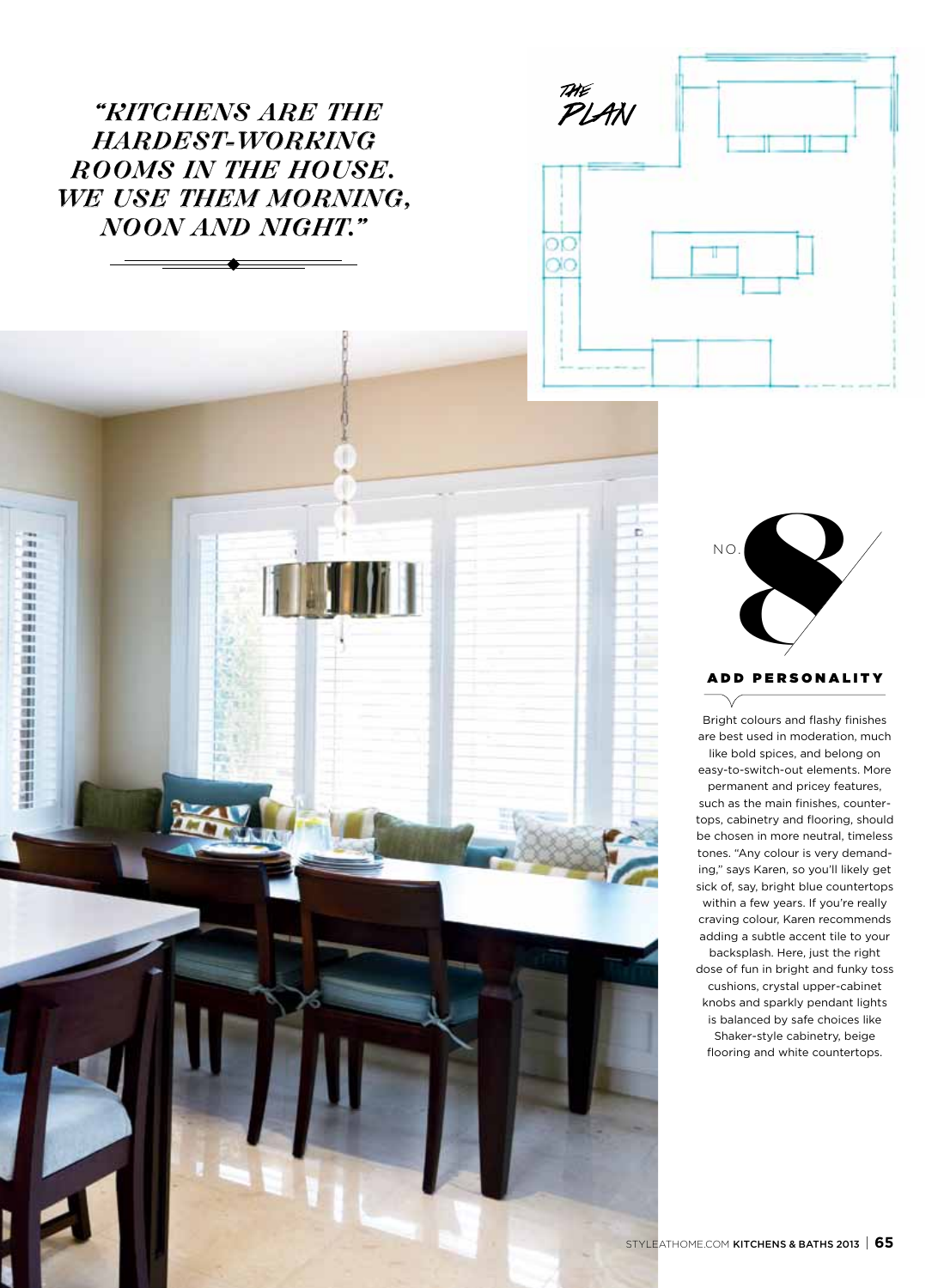*"KITCHENS ARE THE HARDEST-WORKING ROOMS IN THE HOUSE. WE USE THEM MORNING, NOON AND NIGHT."*

THE PLAN

NO. 8

## ADD PERSONALITY

Bright colours and flashy finishes are best used in moderation, much like bold spices, and belong on easy-to-switch-out elements. More permanent and pricey features, such as the main finishes, countertops, cabinetry and flooring, should be chosen in more neutral, timeless tones. "Any colour is very demanding," says Karen, so you'll likely get sick of, say, bright blue countertops within a few years. If you're really craving colour, Karen recommends adding a subtle accent tile to your backsplash. Here, just the right dose of fun in bright and funky toss cushions, crystal upper-cabinet knobs and sparkly pendant lights is balanced by safe choices like Shaker-style cabinetry, beige flooring and white countertops.